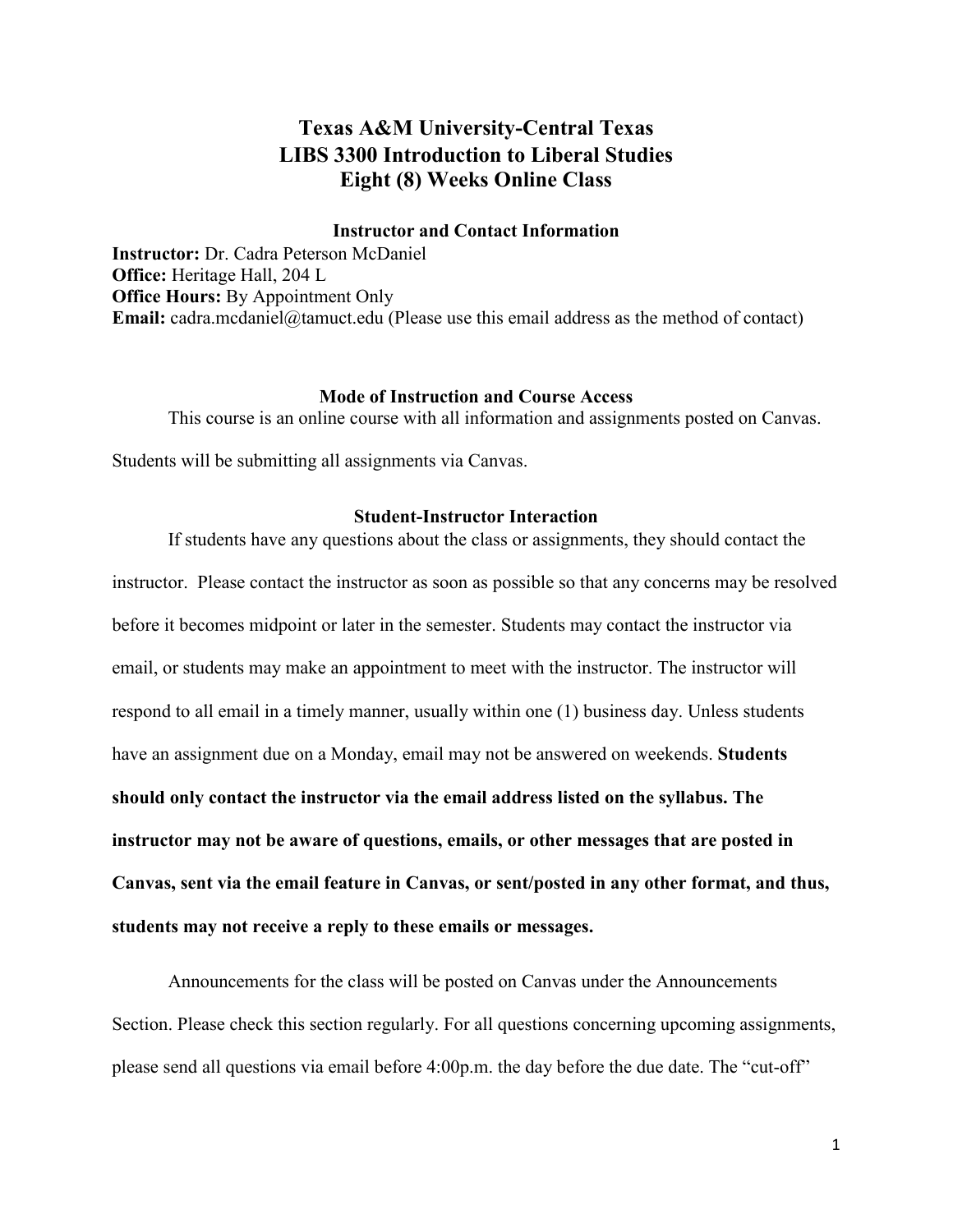# Texas A&M University-Central Texas
# LIBS 3300 Introduction to Liberal Studies
# Eight (8) Weeks Online Class

## Instructor and Contact Information

**Instructor:** Dr. Cadra Peterson McDaniel
**Office:** Heritage Hall, 204 L
**Office Hours:** By Appointment Only
**Email:** cadra.mcdaniel@tamuct.edu (Please use this email address as the method of contact)

## Mode of Instruction and Course Access

This course is an online course with all information and assignments posted on Canvas. Students will be submitting all assignments via Canvas.

## Student-Instructor Interaction

If students have any questions about the class or assignments, they should contact the instructor. Please contact the instructor as soon as possible so that any concerns may be resolved before it becomes midpoint or later in the semester. Students may contact the instructor via email, or students may make an appointment to meet with the instructor. The instructor will respond to all email in a timely manner, usually within one (1) business day. Unless students have an assignment due on a Monday, email may not be answered on weekends. **Students should only contact the instructor via the email address listed on the syllabus. The instructor may not be aware of questions, emails, or other messages that are posted in Canvas, sent via the email feature in Canvas, or sent/posted in any other format, and thus, students may not receive a reply to these emails or messages.**

Announcements for the class will be posted on Canvas under the Announcements Section. Please check this section regularly. For all questions concerning upcoming assignments, please send all questions via email before 4:00p.m. the day before the due date. The "cut-off"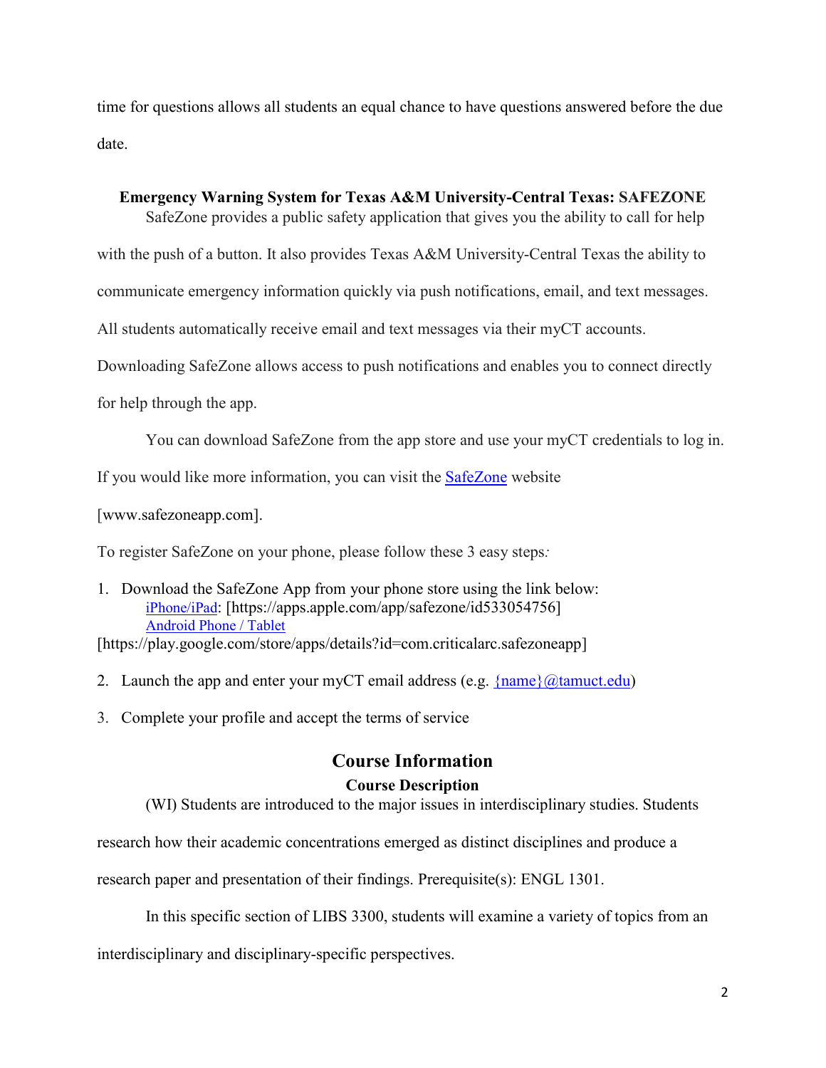time for questions allows all students an equal chance to have questions answered before the due date.

**Emergency Warning System for Texas A&M University-Central Texas: SAFEZONE**

SafeZone provides a public safety application that gives you the ability to call for help with the push of a button. It also provides Texas A&M University-Central Texas the ability to communicate emergency information quickly via push notifications, email, and text messages. All students automatically receive email and text messages via their myCT accounts. Downloading SafeZone allows access to push notifications and enables you to connect directly for help through the app.

You can download SafeZone from the app store and use your myCT credentials to log in. If you would like more information, you can visit the [SafeZone](www.safezoneapp.com) website [www.safezoneapp.com].

To register SafeZone on your phone, please follow these 3 easy steps*:*

1. Download the SafeZone App from your phone store using the link below:
   [iPhone/iPad](https://apps.apple.com/app/safezone/id533054756): [https://apps.apple.com/app/safezone/id533054756]
   [Android Phone / Tablet](https://play.google.com/store/apps/details?id=com.criticalarc.safezoneapp) [https://play.google.com/store/apps/details?id=com.criticalarc.safezoneapp]
2. Launch the app and enter your myCT email address (e.g. {name}@tamuct.edu)
3. Complete your profile and accept the terms of service

## Course Information

### Course Description

(WI) Students are introduced to the major issues in interdisciplinary studies. Students research how their academic concentrations emerged as distinct disciplines and produce a research paper and presentation of their findings. Prerequisite(s): ENGL 1301.

In this specific section of LIBS 3300, students will examine a variety of topics from an interdisciplinary and disciplinary-specific perspectives.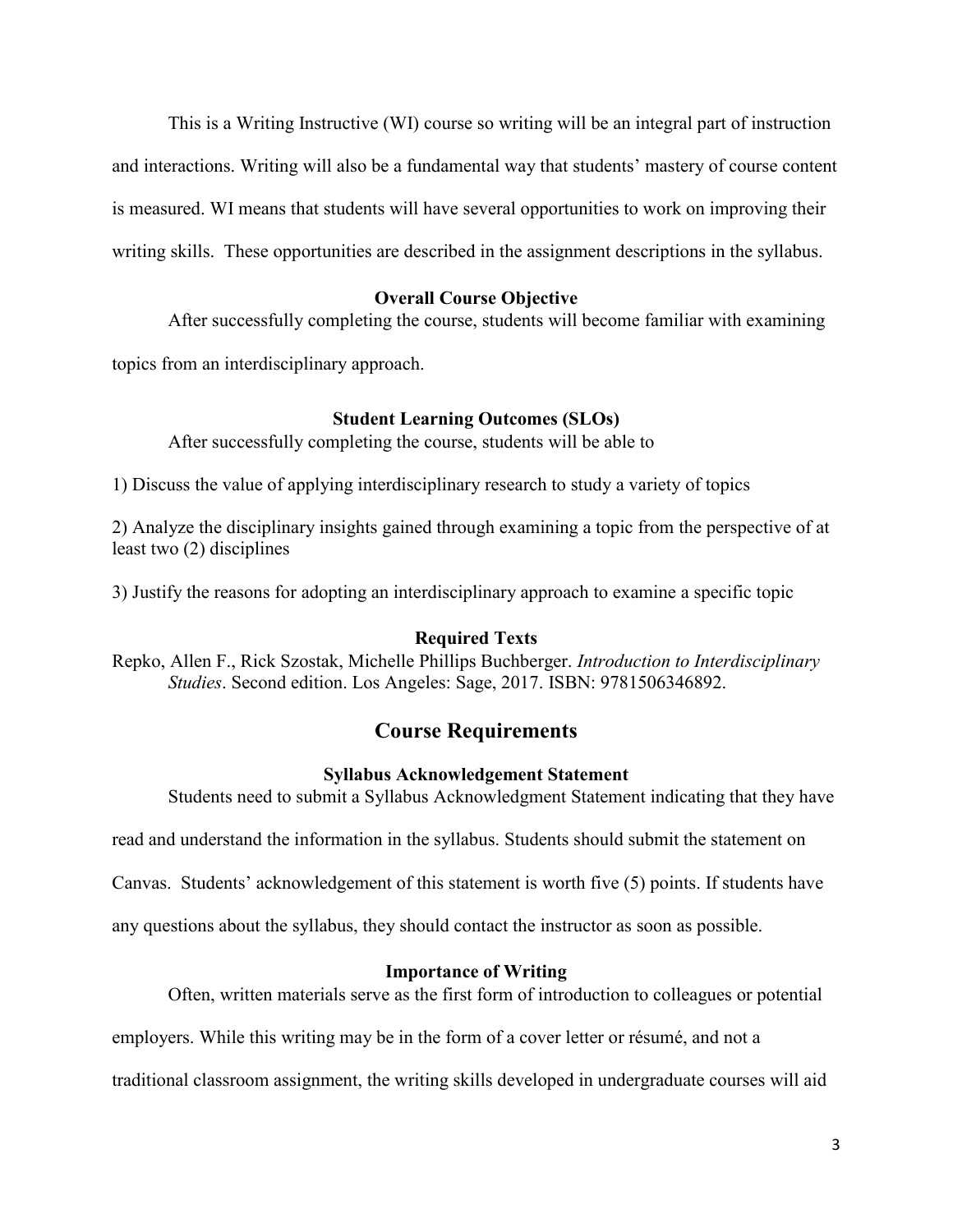This is a Writing Instructive (WI) course so writing will be an integral part of instruction and interactions. Writing will also be a fundamental way that students' mastery of course content is measured. WI means that students will have several opportunities to work on improving their writing skills. These opportunities are described in the assignment descriptions in the syllabus.

### Overall Course Objective

After successfully completing the course, students will become familiar with examining topics from an interdisciplinary approach.

### Student Learning Outcomes (SLOs)

After successfully completing the course, students will be able to

1) Discuss the value of applying interdisciplinary research to study a variety of topics

2) Analyze the disciplinary insights gained through examining a topic from the perspective of at least two (2) disciplines

3) Justify the reasons for adopting an interdisciplinary approach to examine a specific topic

### Required Texts

Repko, Allen F., Rick Szostak, Michelle Phillips Buchberger. *Introduction to Interdisciplinary Studies*. Second edition. Los Angeles: Sage, 2017. ISBN: 9781506346892.

## Course Requirements

### Syllabus Acknowledgement Statement

Students need to submit a Syllabus Acknowledgment Statement indicating that they have read and understand the information in the syllabus. Students should submit the statement on Canvas. Students' acknowledgement of this statement is worth five (5) points. If students have any questions about the syllabus, they should contact the instructor as soon as possible.

### Importance of Writing

Often, written materials serve as the first form of introduction to colleagues or potential employers. While this writing may be in the form of a cover letter or résumé, and not a traditional classroom assignment, the writing skills developed in undergraduate courses will aid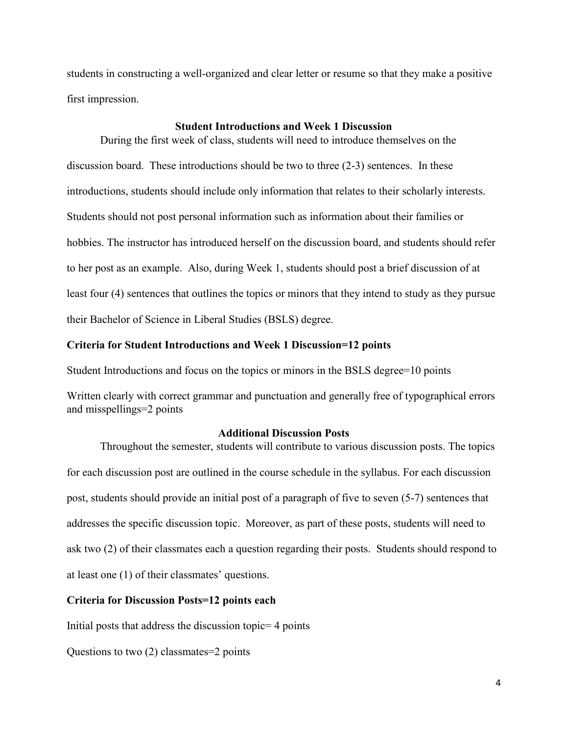students in constructing a well-organized and clear letter or resume so that they make a positive first impression.

### Student Introductions and Week 1 Discussion

During the first week of class, students will need to introduce themselves on the discussion board. These introductions should be two to three (2-3) sentences. In these introductions, students should include only information that relates to their scholarly interests. Students should not post personal information such as information about their families or hobbies. The instructor has introduced herself on the discussion board, and students should refer to her post as an example. Also, during Week 1, students should post a brief discussion of at least four (4) sentences that outlines the topics or minors that they intend to study as they pursue their Bachelor of Science in Liberal Studies (BSLS) degree.

**Criteria for Student Introductions and Week 1 Discussion=12 points**

Student Introductions and focus on the topics or minors in the BSLS degree=10 points

Written clearly with correct grammar and punctuation and generally free of typographical errors and misspellings=2 points

### Additional Discussion Posts

Throughout the semester, students will contribute to various discussion posts. The topics for each discussion post are outlined in the course schedule in the syllabus. For each discussion post, students should provide an initial post of a paragraph of five to seven (5-7) sentences that addresses the specific discussion topic. Moreover, as part of these posts, students will need to ask two (2) of their classmates each a question regarding their posts. Students should respond to at least one (1) of their classmates' questions.

**Criteria for Discussion Posts=12 points each**

Initial posts that address the discussion topic= 4 points

Questions to two (2) classmates=2 points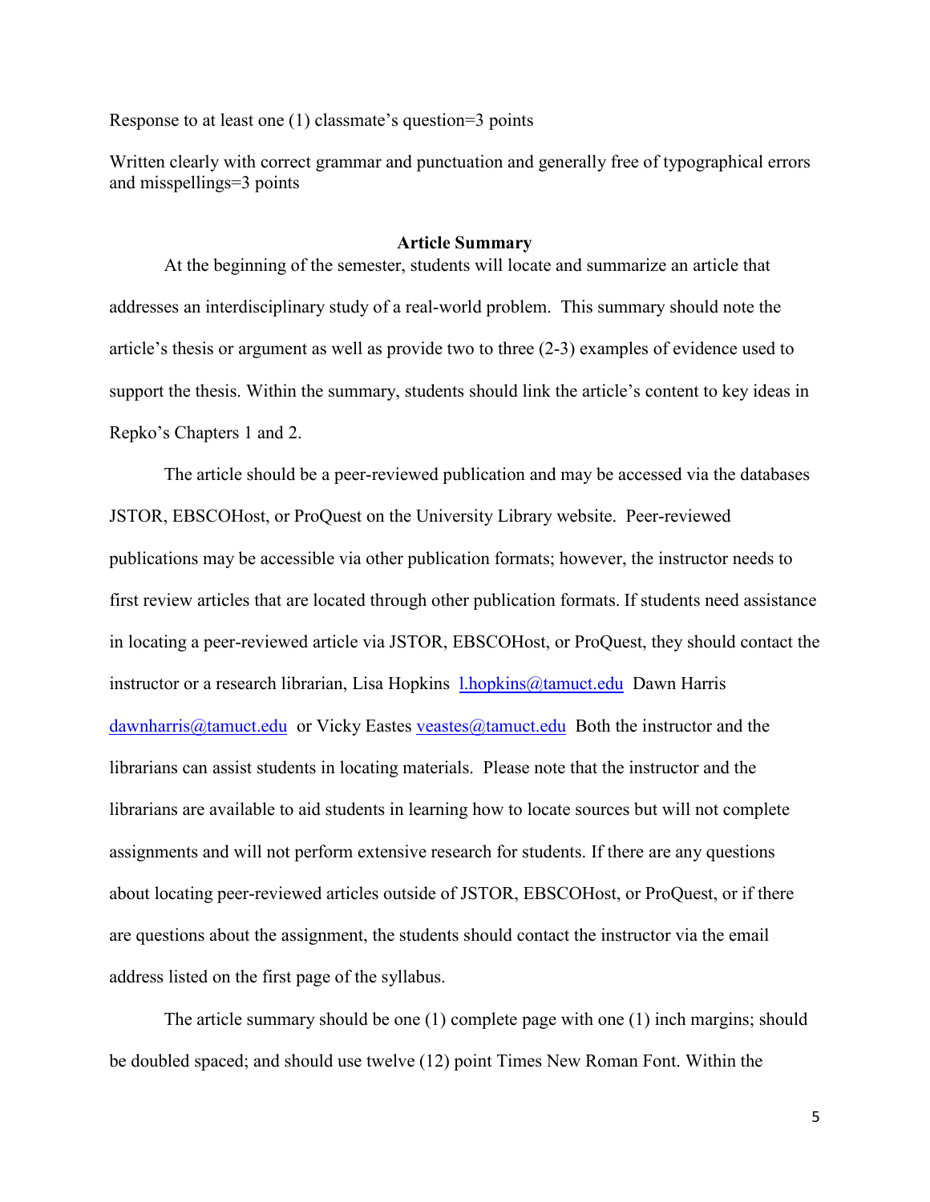Response to at least one (1) classmate's question=3 points

Written clearly with correct grammar and punctuation and generally free of typographical errors and misspellings=3 points

## Article Summary

At the beginning of the semester, students will locate and summarize an article that addresses an interdisciplinary study of a real-world problem. This summary should note the article's thesis or argument as well as provide two to three (2-3) examples of evidence used to support the thesis. Within the summary, students should link the article's content to key ideas in Repko's Chapters 1 and 2.

The article should be a peer-reviewed publication and may be accessed via the databases JSTOR, EBSCOHost, or ProQuest on the University Library website. Peer-reviewed publications may be accessible via other publication formats; however, the instructor needs to first review articles that are located through other publication formats. If students need assistance in locating a peer-reviewed article via JSTOR, EBSCOHost, or ProQuest, they should contact the instructor or a research librarian, Lisa Hopkins l.hopkins@tamuct.edu Dawn Harris dawnharris@tamuct.edu or Vicky Eastes veastes@tamuct.edu Both the instructor and the librarians can assist students in locating materials. Please note that the instructor and the librarians are available to aid students in learning how to locate sources but will not complete assignments and will not perform extensive research for students. If there are any questions about locating peer-reviewed articles outside of JSTOR, EBSCOHost, or ProQuest, or if there are questions about the assignment, the students should contact the instructor via the email address listed on the first page of the syllabus.

The article summary should be one (1) complete page with one (1) inch margins; should be doubled spaced; and should use twelve (12) point Times New Roman Font. Within the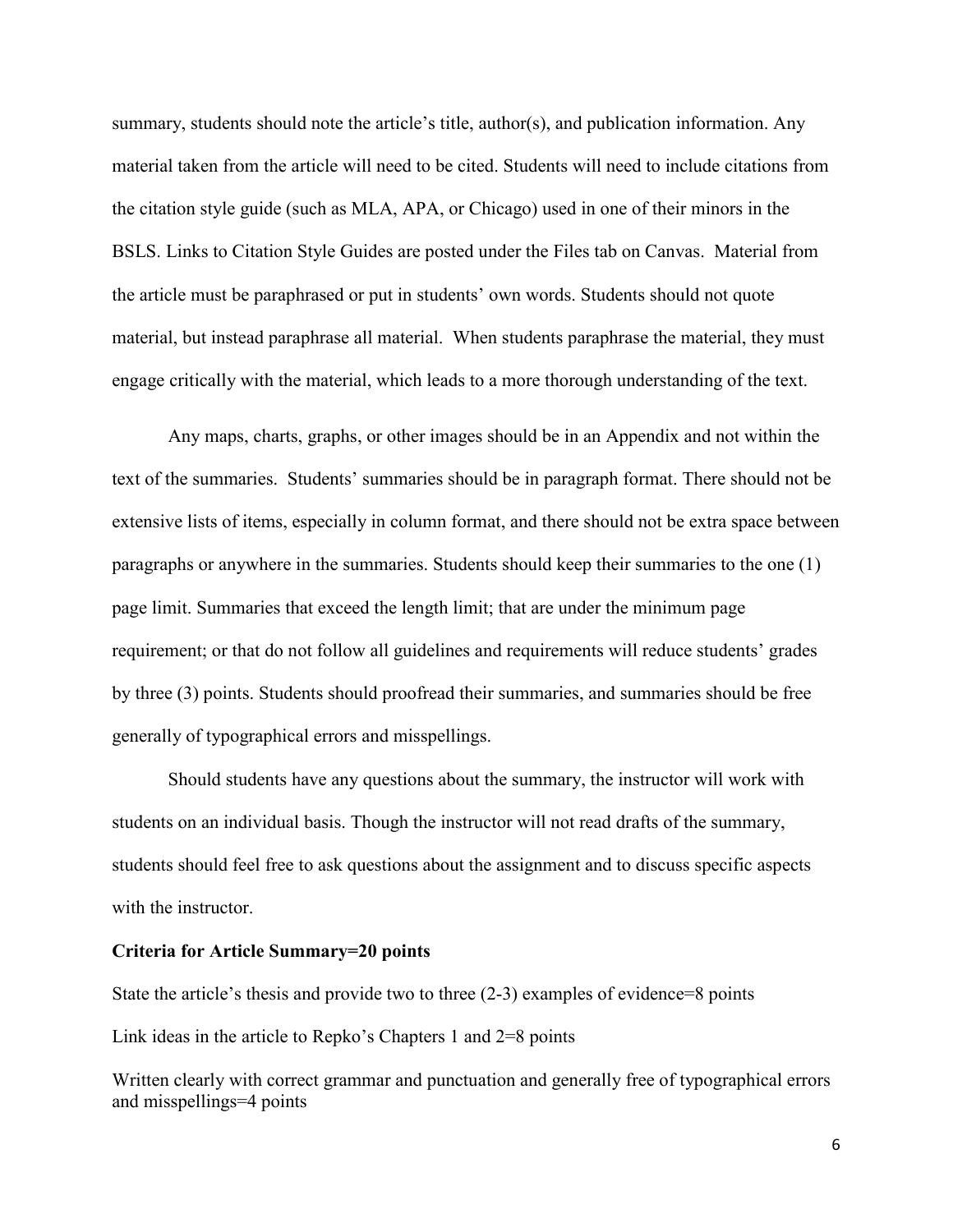summary, students should note the article's title, author(s), and publication information. Any material taken from the article will need to be cited. Students will need to include citations from the citation style guide (such as MLA, APA, or Chicago) used in one of their minors in the BSLS. Links to Citation Style Guides are posted under the Files tab on Canvas. Material from the article must be paraphrased or put in students' own words. Students should not quote material, but instead paraphrase all material. When students paraphrase the material, they must engage critically with the material, which leads to a more thorough understanding of the text.

Any maps, charts, graphs, or other images should be in an Appendix and not within the text of the summaries. Students' summaries should be in paragraph format. There should not be extensive lists of items, especially in column format, and there should not be extra space between paragraphs or anywhere in the summaries. Students should keep their summaries to the one (1) page limit. Summaries that exceed the length limit; that are under the minimum page requirement; or that do not follow all guidelines and requirements will reduce students' grades by three (3) points. Students should proofread their summaries, and summaries should be free generally of typographical errors and misspellings.

Should students have any questions about the summary, the instructor will work with students on an individual basis. Though the instructor will not read drafts of the summary, students should feel free to ask questions about the assignment and to discuss specific aspects with the instructor.

**Criteria for Article Summary=20 points**

State the article's thesis and provide two to three (2-3) examples of evidence=8 points

Link ideas in the article to Repko's Chapters 1 and 2=8 points

Written clearly with correct grammar and punctuation and generally free of typographical errors and misspellings=4 points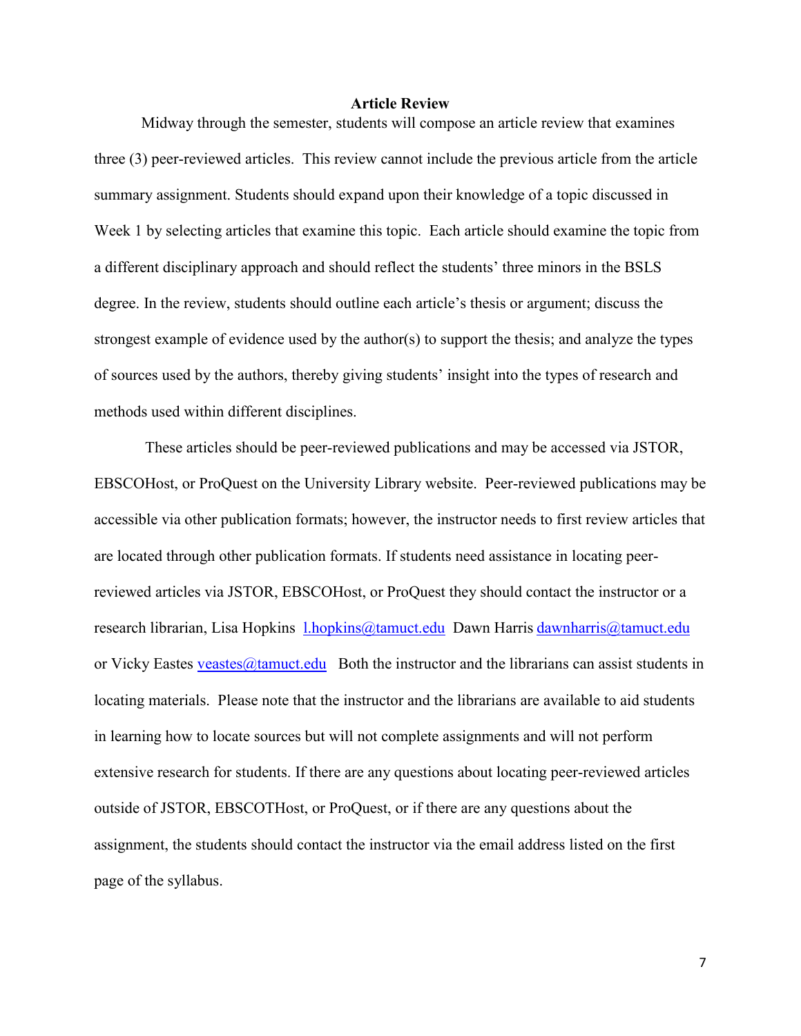**Article Review**

Midway through the semester, students will compose an article review that examines three (3) peer-reviewed articles. This review cannot include the previous article from the article summary assignment. Students should expand upon their knowledge of a topic discussed in Week 1 by selecting articles that examine this topic. Each article should examine the topic from a different disciplinary approach and should reflect the students' three minors in the BSLS degree. In the review, students should outline each article's thesis or argument; discuss the strongest example of evidence used by the author(s) to support the thesis; and analyze the types of sources used by the authors, thereby giving students' insight into the types of research and methods used within different disciplines.

These articles should be peer-reviewed publications and may be accessed via JSTOR, EBSCOHost, or ProQuest on the University Library website. Peer-reviewed publications may be accessible via other publication formats; however, the instructor needs to first review articles that are located through other publication formats. If students need assistance in locating peer-reviewed articles via JSTOR, EBSCOHost, or ProQuest they should contact the instructor or a research librarian, Lisa Hopkins l.hopkins@tamuct.edu Dawn Harris dawnharris@tamuct.edu or Vicky Eastes veastes@tamuct.edu Both the instructor and the librarians can assist students in locating materials. Please note that the instructor and the librarians are available to aid students in learning how to locate sources but will not complete assignments and will not perform extensive research for students. If there are any questions about locating peer-reviewed articles outside of JSTOR, EBSCOTHost, or ProQuest, or if there are any questions about the assignment, the students should contact the instructor via the email address listed on the first page of the syllabus.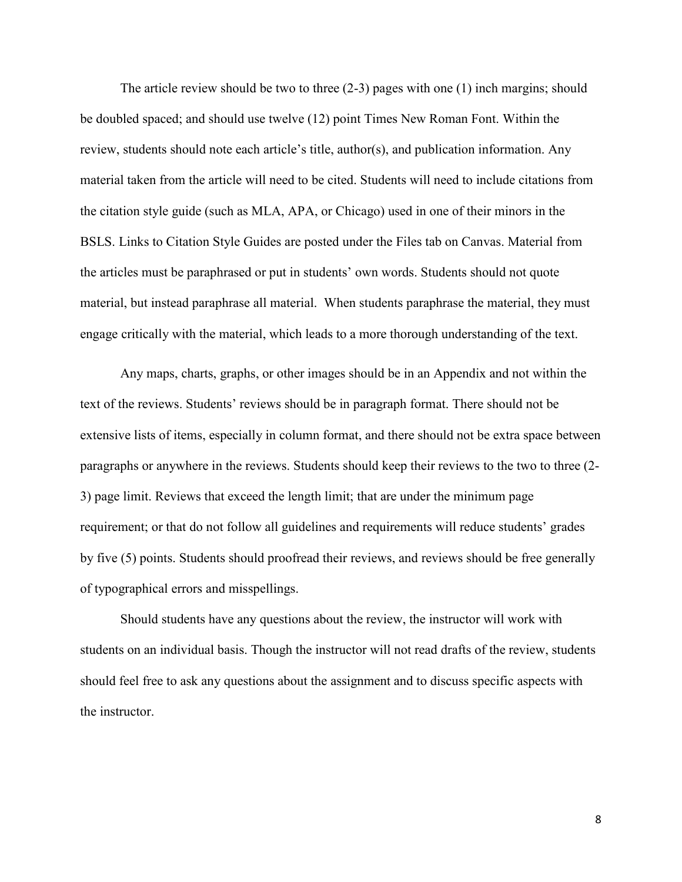The article review should be two to three (2-3) pages with one (1) inch margins; should be doubled spaced; and should use twelve (12) point Times New Roman Font. Within the review, students should note each article's title, author(s), and publication information. Any material taken from the article will need to be cited. Students will need to include citations from the citation style guide (such as MLA, APA, or Chicago) used in one of their minors in the BSLS. Links to Citation Style Guides are posted under the Files tab on Canvas. Material from the articles must be paraphrased or put in students' own words. Students should not quote material, but instead paraphrase all material. When students paraphrase the material, they must engage critically with the material, which leads to a more thorough understanding of the text.

Any maps, charts, graphs, or other images should be in an Appendix and not within the text of the reviews. Students' reviews should be in paragraph format. There should not be extensive lists of items, especially in column format, and there should not be extra space between paragraphs or anywhere in the reviews. Students should keep their reviews to the two to three (2-3) page limit. Reviews that exceed the length limit; that are under the minimum page requirement; or that do not follow all guidelines and requirements will reduce students' grades by five (5) points. Students should proofread their reviews, and reviews should be free generally of typographical errors and misspellings.

Should students have any questions about the review, the instructor will work with students on an individual basis. Though the instructor will not read drafts of the review, students should feel free to ask any questions about the assignment and to discuss specific aspects with the instructor.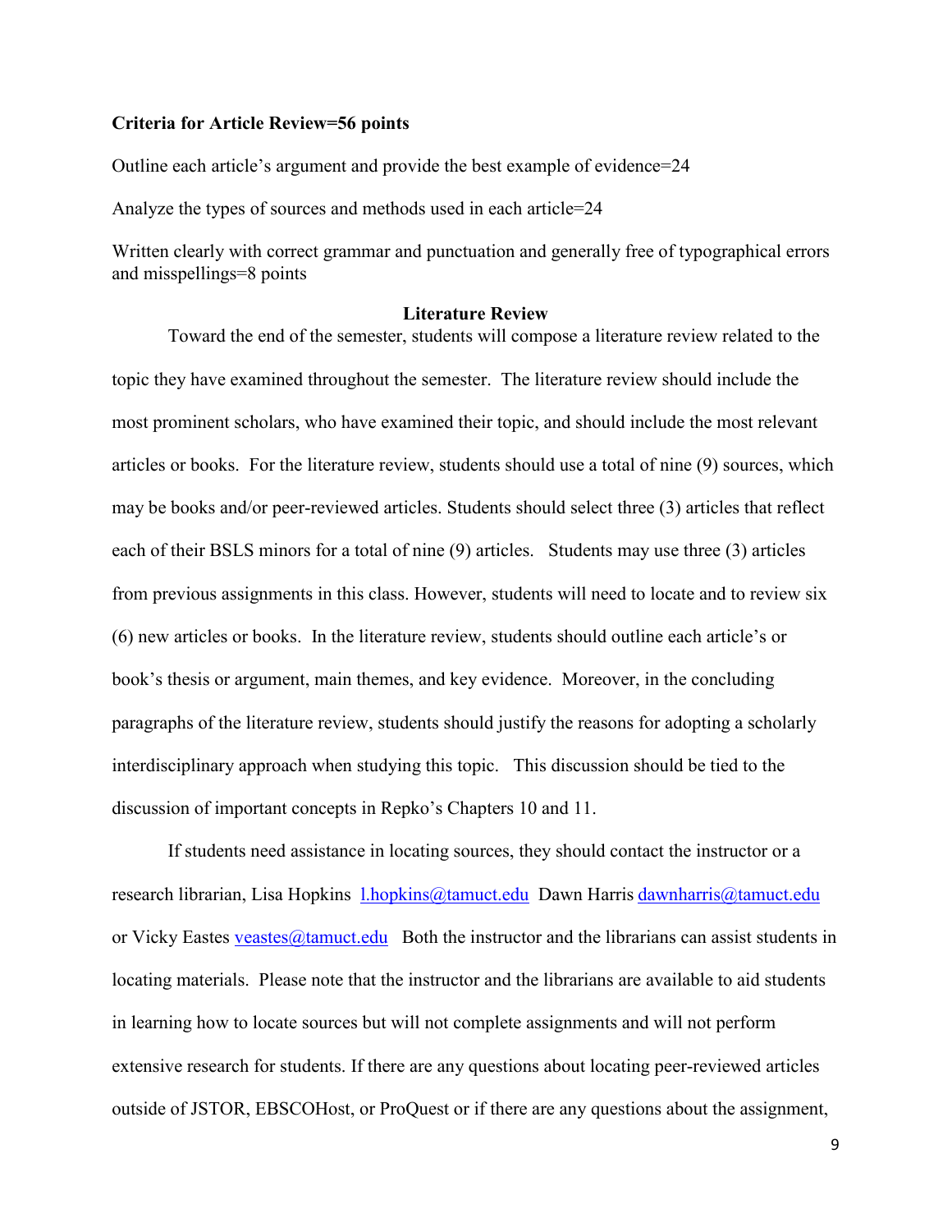**Criteria for Article Review=56 points**

Outline each article's argument and provide the best example of evidence=24

Analyze the types of sources and methods used in each article=24

Written clearly with correct grammar and punctuation and generally free of typographical errors and misspellings=8 points

## Literature Review

Toward the end of the semester, students will compose a literature review related to the topic they have examined throughout the semester. The literature review should include the most prominent scholars, who have examined their topic, and should include the most relevant articles or books. For the literature review, students should use a total of nine (9) sources, which may be books and/or peer-reviewed articles. Students should select three (3) articles that reflect each of their BSLS minors for a total of nine (9) articles. Students may use three (3) articles from previous assignments in this class. However, students will need to locate and to review six (6) new articles or books. In the literature review, students should outline each article's or book's thesis or argument, main themes, and key evidence. Moreover, in the concluding paragraphs of the literature review, students should justify the reasons for adopting a scholarly interdisciplinary approach when studying this topic. This discussion should be tied to the discussion of important concepts in Repko's Chapters 10 and 11.

If students need assistance in locating sources, they should contact the instructor or a research librarian, Lisa Hopkins l.hopkins@tamuct.edu Dawn Harris dawnharris@tamuct.edu or Vicky Eastes veastes@tamuct.edu Both the instructor and the librarians can assist students in locating materials. Please note that the instructor and the librarians are available to aid students in learning how to locate sources but will not complete assignments and will not perform extensive research for students. If there are any questions about locating peer-reviewed articles outside of JSTOR, EBSCOHost, or ProQuest or if there are any questions about the assignment,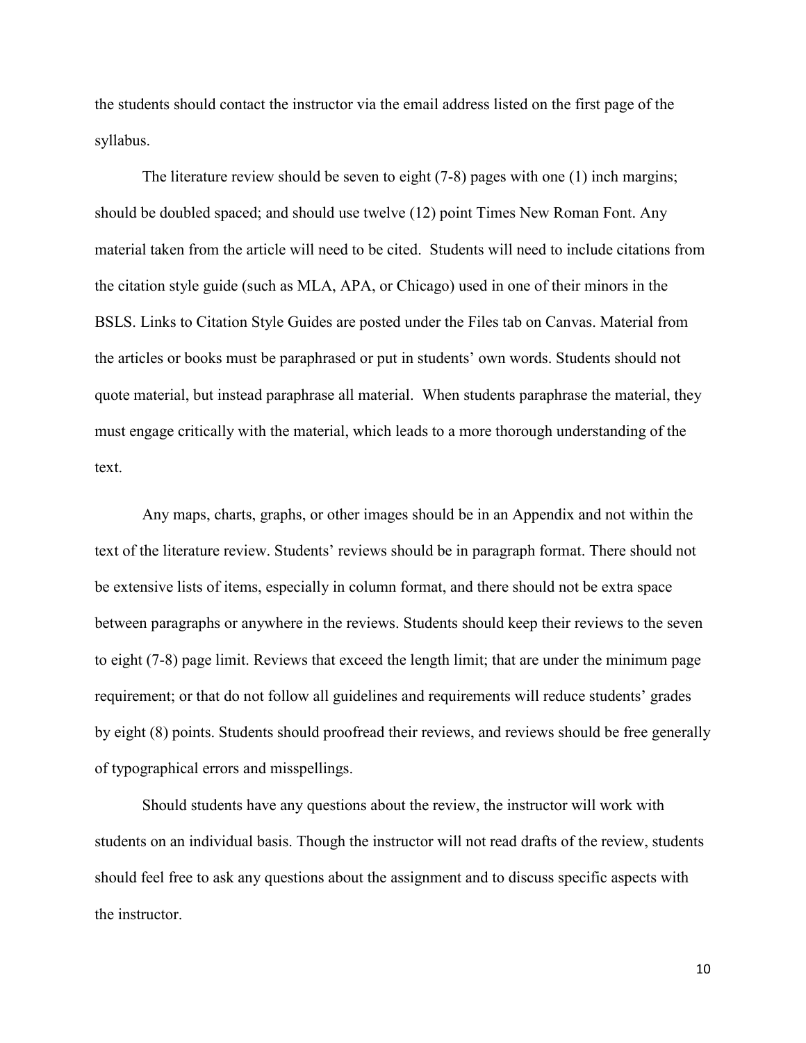the students should contact the instructor via the email address listed on the first page of the syllabus.

The literature review should be seven to eight (7-8) pages with one (1) inch margins; should be doubled spaced; and should use twelve (12) point Times New Roman Font. Any material taken from the article will need to be cited. Students will need to include citations from the citation style guide (such as MLA, APA, or Chicago) used in one of their minors in the BSLS. Links to Citation Style Guides are posted under the Files tab on Canvas. Material from the articles or books must be paraphrased or put in students' own words. Students should not quote material, but instead paraphrase all material. When students paraphrase the material, they must engage critically with the material, which leads to a more thorough understanding of the text.

Any maps, charts, graphs, or other images should be in an Appendix and not within the text of the literature review. Students' reviews should be in paragraph format. There should not be extensive lists of items, especially in column format, and there should not be extra space between paragraphs or anywhere in the reviews. Students should keep their reviews to the seven to eight (7-8) page limit. Reviews that exceed the length limit; that are under the minimum page requirement; or that do not follow all guidelines and requirements will reduce students' grades by eight (8) points. Students should proofread their reviews, and reviews should be free generally of typographical errors and misspellings.

Should students have any questions about the review, the instructor will work with students on an individual basis. Though the instructor will not read drafts of the review, students should feel free to ask any questions about the assignment and to discuss specific aspects with the instructor.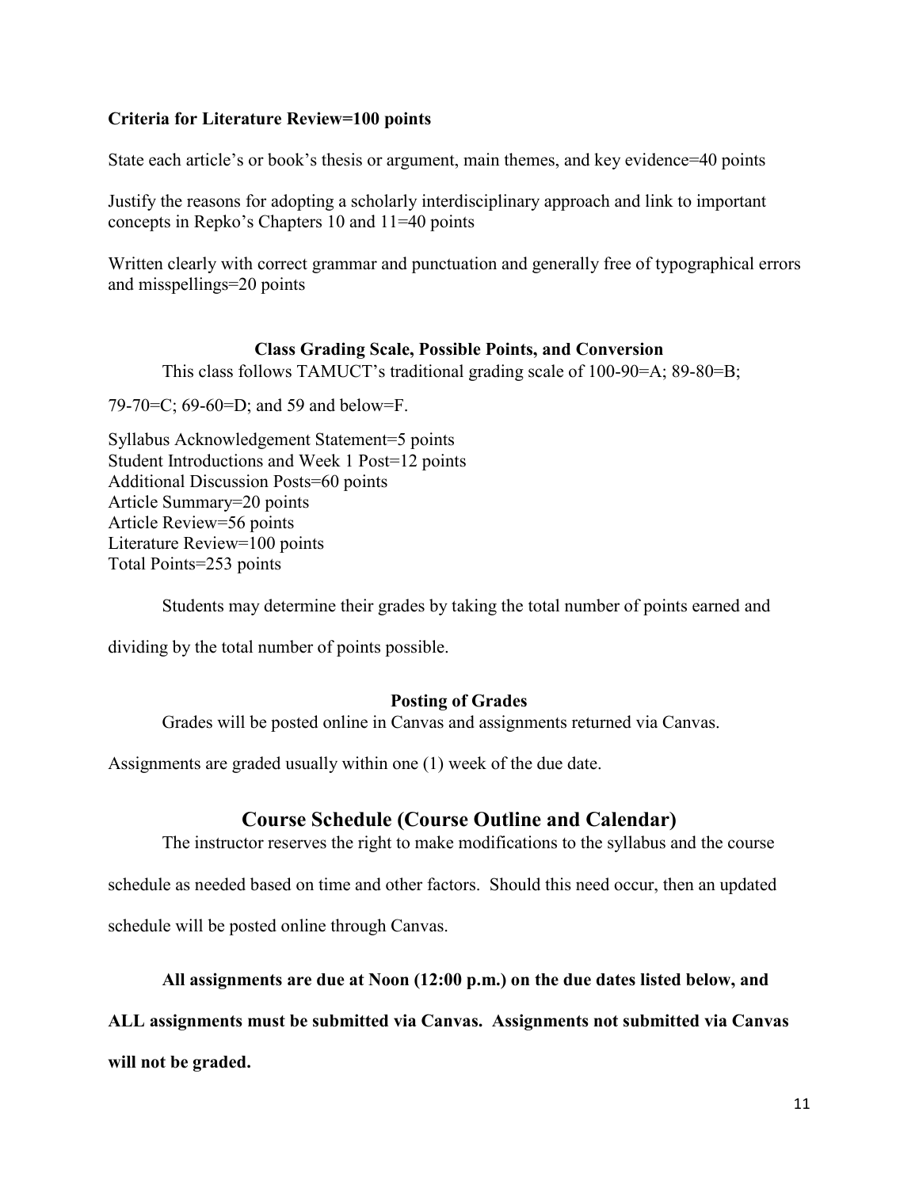**Criteria for Literature Review=100 points**

State each article's or book's thesis or argument, main themes, and key evidence=40 points

Justify the reasons for adopting a scholarly interdisciplinary approach and link to important concepts in Repko's Chapters 10 and 11=40 points

Written clearly with correct grammar and punctuation and generally free of typographical errors and misspellings=20 points

### Class Grading Scale, Possible Points, and Conversion

This class follows TAMUCT's traditional grading scale of 100-90=A; 89-80=B; 79-70=C; 69-60=D; and 59 and below=F.

Syllabus Acknowledgement Statement=5 points
Student Introductions and Week 1 Post=12 points
Additional Discussion Posts=60 points
Article Summary=20 points
Article Review=56 points
Literature Review=100 points
Total Points=253 points

Students may determine their grades by taking the total number of points earned and dividing by the total number of points possible.

### Posting of Grades

Grades will be posted online in Canvas and assignments returned via Canvas. Assignments are graded usually within one (1) week of the due date.

## Course Schedule (Course Outline and Calendar)

The instructor reserves the right to make modifications to the syllabus and the course schedule as needed based on time and other factors. Should this need occur, then an updated schedule will be posted online through Canvas.

**All assignments are due at Noon (12:00 p.m.) on the due dates listed below, and ALL assignments must be submitted via Canvas. Assignments not submitted via Canvas will not be graded.**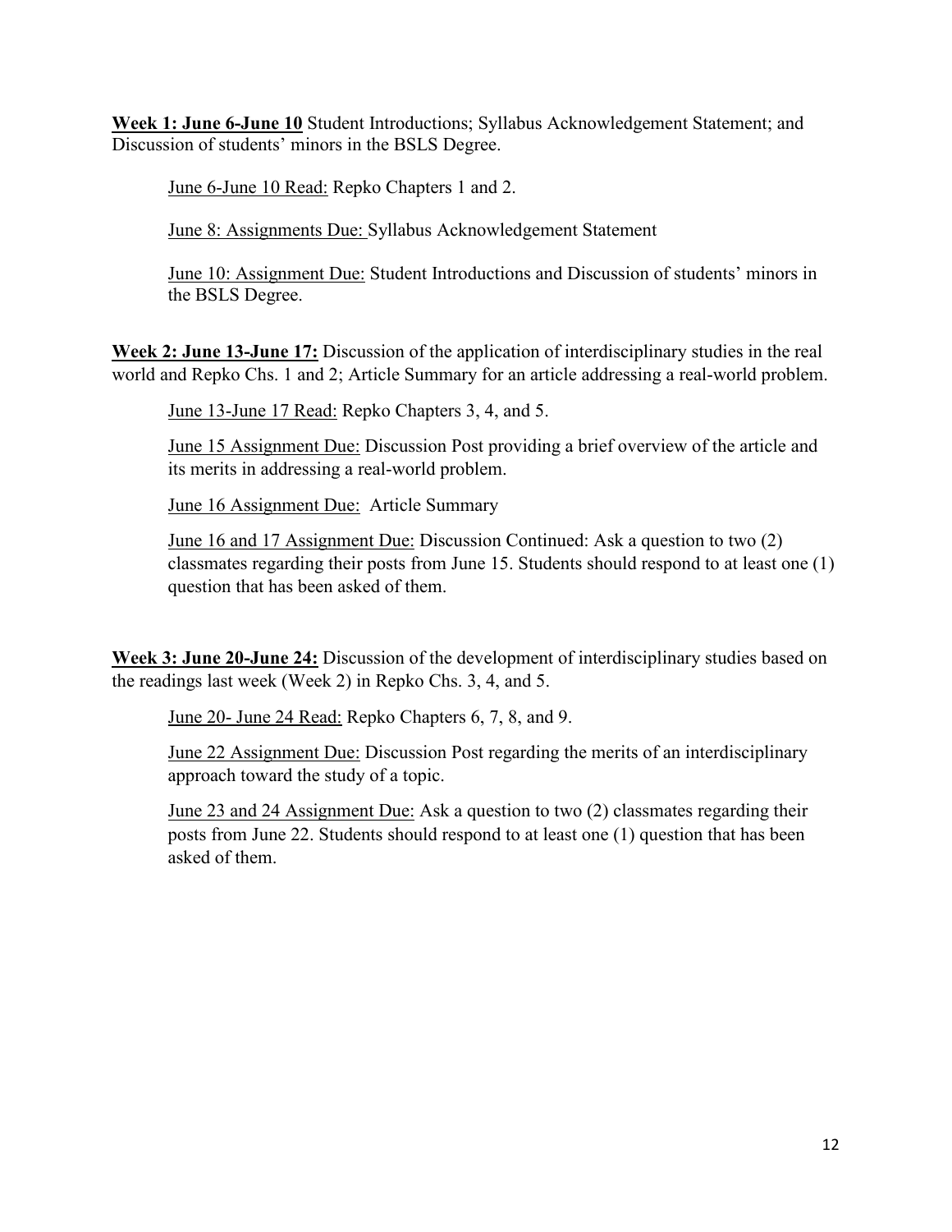**<u>Week 1: June 6-June 10</u>** Student Introductions; Syllabus Acknowledgement Statement; and Discussion of students' minors in the BSLS Degree.

> <u>June 6-June 10 Read:</u> Repko Chapters 1 and 2.
>
> <u>June 8: Assignments Due:</u> Syllabus Acknowledgement Statement
>
> <u>June 10: Assignment Due:</u> Student Introductions and Discussion of students' minors in the BSLS Degree.

**<u>Week 2: June 13-June 17:</u>** Discussion of the application of interdisciplinary studies in the real world and Repko Chs. 1 and 2; Article Summary for an article addressing a real-world problem.

> <u>June 13-June 17 Read:</u> Repko Chapters 3, 4, and 5.
>
> <u>June 15 Assignment Due:</u> Discussion Post providing a brief overview of the article and its merits in addressing a real-world problem.
>
> <u>June 16 Assignment Due:</u> Article Summary
>
> <u>June 16 and 17 Assignment Due:</u> Discussion Continued: Ask a question to two (2) classmates regarding their posts from June 15. Students should respond to at least one (1) question that has been asked of them.

**<u>Week 3: June 20-June 24:</u>** Discussion of the development of interdisciplinary studies based on the readings last week (Week 2) in Repko Chs. 3, 4, and 5.

> <u>June 20- June 24 Read:</u> Repko Chapters 6, 7, 8, and 9.
>
> <u>June 22 Assignment Due:</u> Discussion Post regarding the merits of an interdisciplinary approach toward the study of a topic.
>
> <u>June 23 and 24 Assignment Due:</u> Ask a question to two (2) classmates regarding their posts from June 22. Students should respond to at least one (1) question that has been asked of them.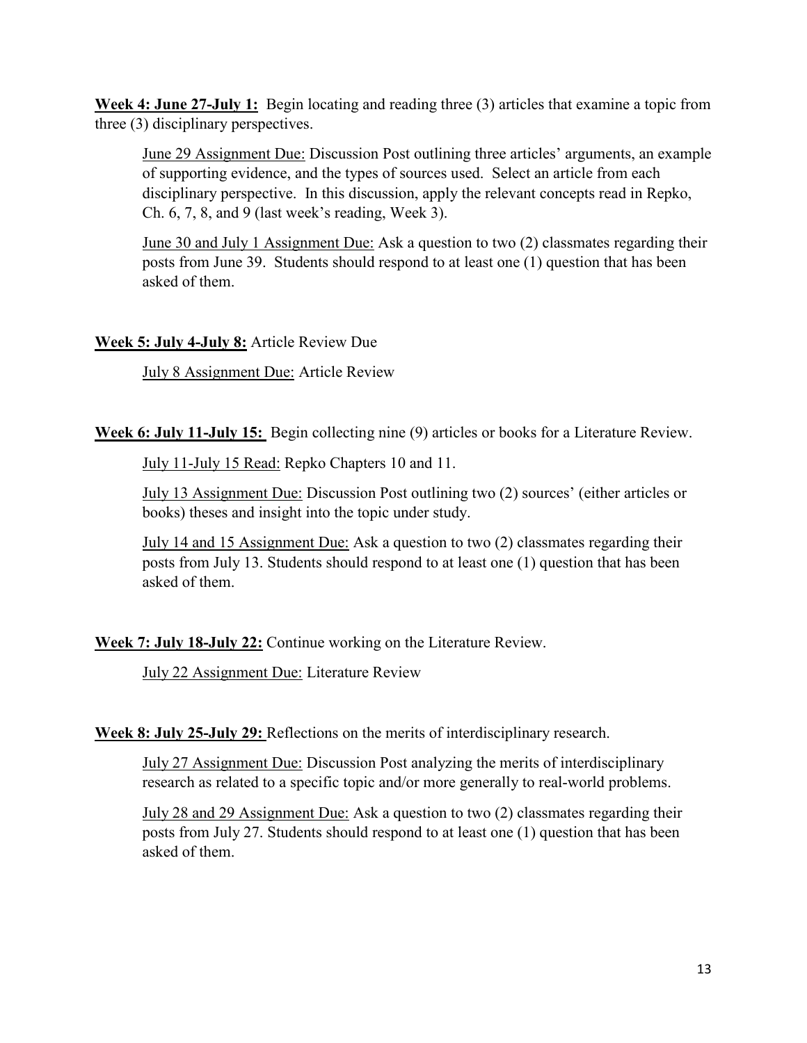**<u>Week 4: June 27-July 1:</u>** Begin locating and reading three (3) articles that examine a topic from three (3) disciplinary perspectives.

> <u>June 29 Assignment Due:</u> Discussion Post outlining three articles' arguments, an example of supporting evidence, and the types of sources used. Select an article from each disciplinary perspective. In this discussion, apply the relevant concepts read in Repko, Ch. 6, 7, 8, and 9 (last week's reading, Week 3).
>
> <u>June 30 and July 1 Assignment Due:</u> Ask a question to two (2) classmates regarding their posts from June 39. Students should respond to at least one (1) question that has been asked of them.

**<u>Week 5: July 4-July 8:</u>** Article Review Due

> <u>July 8 Assignment Due:</u> Article Review

**<u>Week 6: July 11-July 15:</u>** Begin collecting nine (9) articles or books for a Literature Review.

> <u>July 11-July 15 Read:</u> Repko Chapters 10 and 11.
>
> <u>July 13 Assignment Due:</u> Discussion Post outlining two (2) sources' (either articles or books) theses and insight into the topic under study.
>
> <u>July 14 and 15 Assignment Due:</u> Ask a question to two (2) classmates regarding their posts from July 13. Students should respond to at least one (1) question that has been asked of them.

**<u>Week 7: July 18-July 22:</u>** Continue working on the Literature Review.

> <u>July 22 Assignment Due:</u> Literature Review

**<u>Week 8: July 25-July 29:</u>** Reflections on the merits of interdisciplinary research.

> <u>July 27 Assignment Due:</u> Discussion Post analyzing the merits of interdisciplinary research as related to a specific topic and/or more generally to real-world problems.
>
> <u>July 28 and 29 Assignment Due:</u> Ask a question to two (2) classmates regarding their posts from July 27. Students should respond to at least one (1) question that has been asked of them.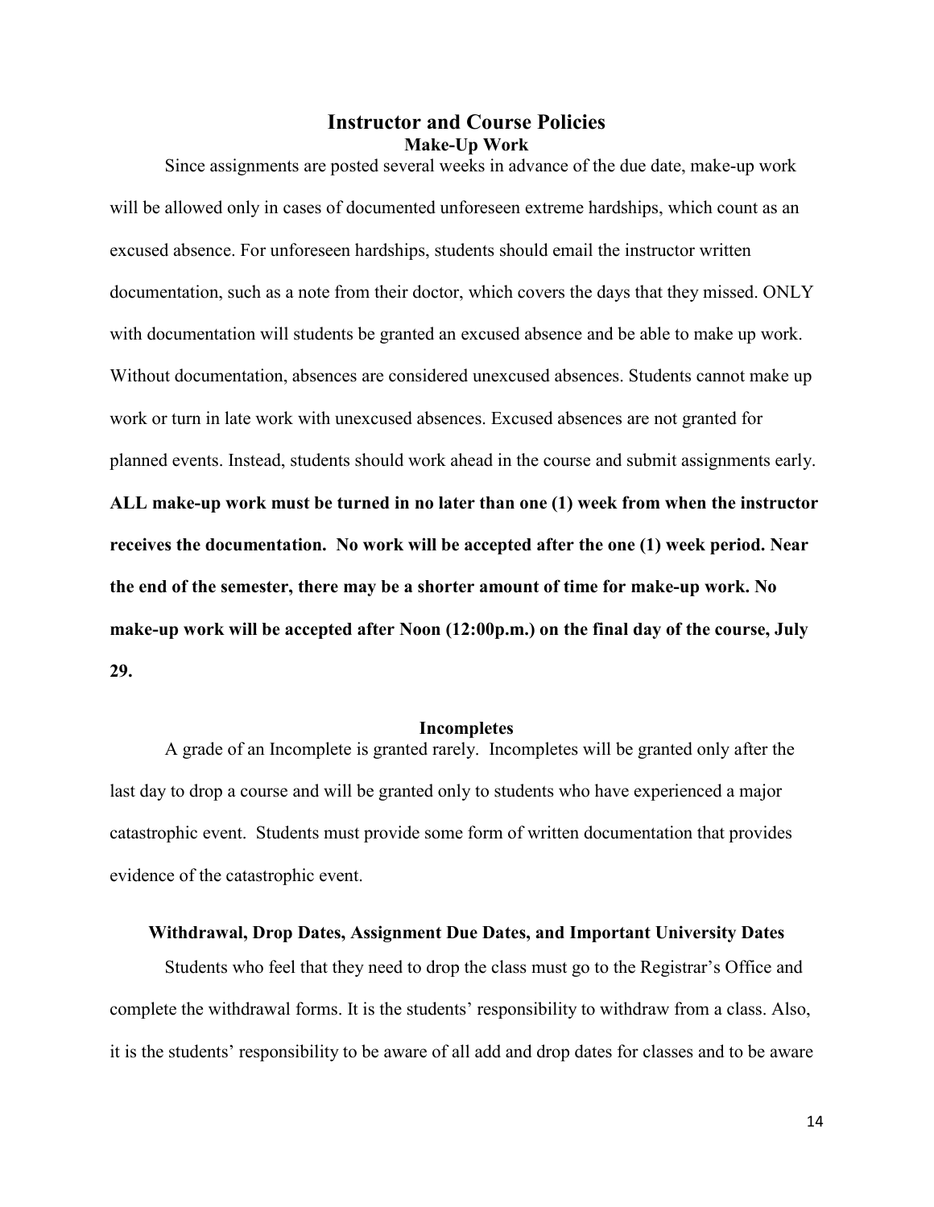# Instructor and Course Policies

## Make-Up Work

Since assignments are posted several weeks in advance of the due date, make-up work will be allowed only in cases of documented unforeseen extreme hardships, which count as an excused absence. For unforeseen hardships, students should email the instructor written documentation, such as a note from their doctor, which covers the days that they missed. ONLY with documentation will students be granted an excused absence and be able to make up work. Without documentation, absences are considered unexcused absences. Students cannot make up work or turn in late work with unexcused absences. Excused absences are not granted for planned events. Instead, students should work ahead in the course and submit assignments early. **ALL make-up work must be turned in no later than one (1) week from when the instructor receives the documentation. No work will be accepted after the one (1) week period. Near the end of the semester, there may be a shorter amount of time for make-up work. No make-up work will be accepted after Noon (12:00p.m.) on the final day of the course, July 29.**

## Incompletes

A grade of an Incomplete is granted rarely. Incompletes will be granted only after the last day to drop a course and will be granted only to students who have experienced a major catastrophic event. Students must provide some form of written documentation that provides evidence of the catastrophic event.

## Withdrawal, Drop Dates, Assignment Due Dates, and Important University Dates

Students who feel that they need to drop the class must go to the Registrar's Office and complete the withdrawal forms. It is the students' responsibility to withdraw from a class. Also, it is the students' responsibility to be aware of all add and drop dates for classes and to be aware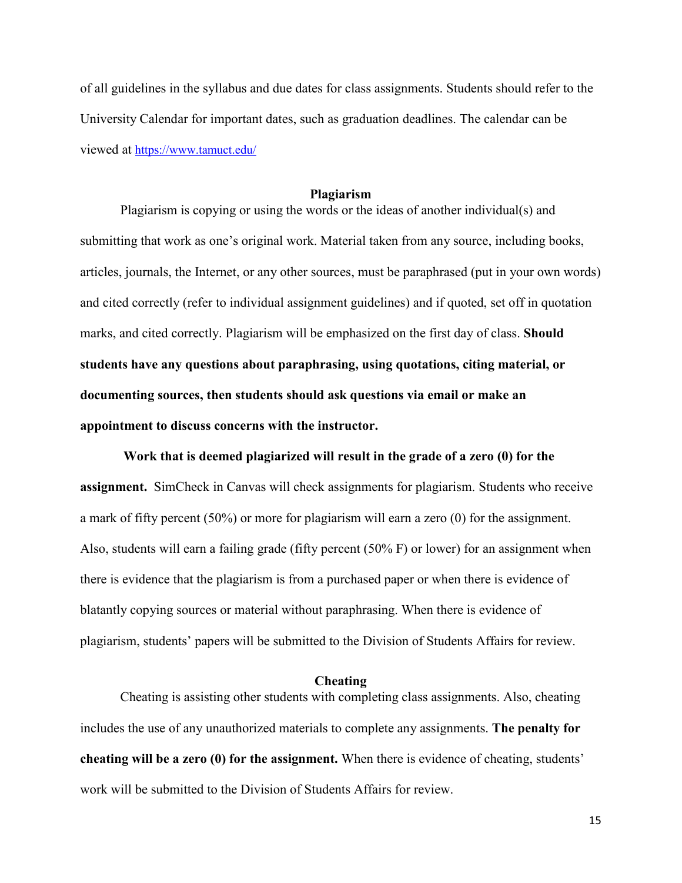of all guidelines in the syllabus and due dates for class assignments. Students should refer to the University Calendar for important dates, such as graduation deadlines. The calendar can be viewed at [https://www.tamuct.edu/](https://www.tamuct.edu/)

### Plagiarism

Plagiarism is copying or using the words or the ideas of another individual(s) and submitting that work as one's original work. Material taken from any source, including books, articles, journals, the Internet, or any other sources, must be paraphrased (put in your own words) and cited correctly (refer to individual assignment guidelines) and if quoted, set off in quotation marks, and cited correctly. Plagiarism will be emphasized on the first day of class. **Should students have any questions about paraphrasing, using quotations, citing material, or documenting sources, then students should ask questions via email or make an appointment to discuss concerns with the instructor.**

**Work that is deemed plagiarized will result in the grade of a zero (0) for the assignment.** SimCheck in Canvas will check assignments for plagiarism. Students who receive a mark of fifty percent (50%) or more for plagiarism will earn a zero (0) for the assignment. Also, students will earn a failing grade (fifty percent (50% F) or lower) for an assignment when there is evidence that the plagiarism is from a purchased paper or when there is evidence of blatantly copying sources or material without paraphrasing. When there is evidence of plagiarism, students' papers will be submitted to the Division of Students Affairs for review.

### Cheating

Cheating is assisting other students with completing class assignments. Also, cheating includes the use of any unauthorized materials to complete any assignments. **The penalty for cheating will be a zero (0) for the assignment.** When there is evidence of cheating, students' work will be submitted to the Division of Students Affairs for review.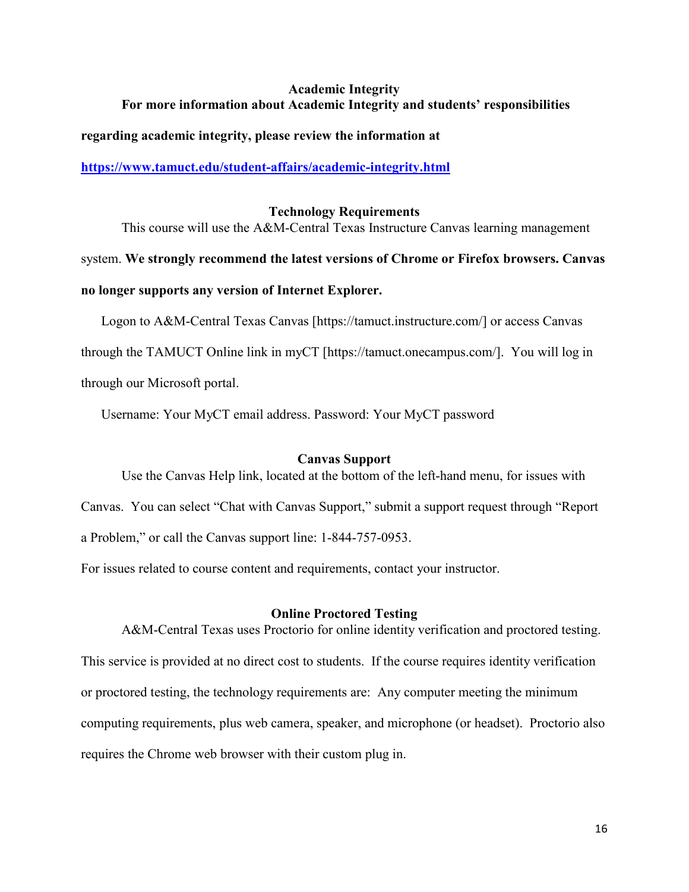## Academic Integrity

**For more information about Academic Integrity and students' responsibilities regarding academic integrity, please review the information at [https://www.tamuct.edu/student-affairs/academic-integrity.html](https://www.tamuct.edu/student-affairs/academic-integrity.html)**

## Technology Requirements

This course will use the A&M-Central Texas Instructure Canvas learning management system. **We strongly recommend the latest versions of Chrome or Firefox browsers. Canvas no longer supports any version of Internet Explorer.**

Logon to A&M-Central Texas Canvas [https://tamuct.instructure.com/] or access Canvas through the TAMUCT Online link in myCT [https://tamuct.onecampus.com/]. You will log in through our Microsoft portal.

Username: Your MyCT email address. Password: Your MyCT password

## Canvas Support

Use the Canvas Help link, located at the bottom of the left-hand menu, for issues with Canvas. You can select "Chat with Canvas Support," submit a support request through "Report a Problem," or call the Canvas support line: 1-844-757-0953.

For issues related to course content and requirements, contact your instructor.

## Online Proctored Testing

A&M-Central Texas uses Proctorio for online identity verification and proctored testing. This service is provided at no direct cost to students. If the course requires identity verification or proctored testing, the technology requirements are: Any computer meeting the minimum computing requirements, plus web camera, speaker, and microphone (or headset). Proctorio also requires the Chrome web browser with their custom plug in.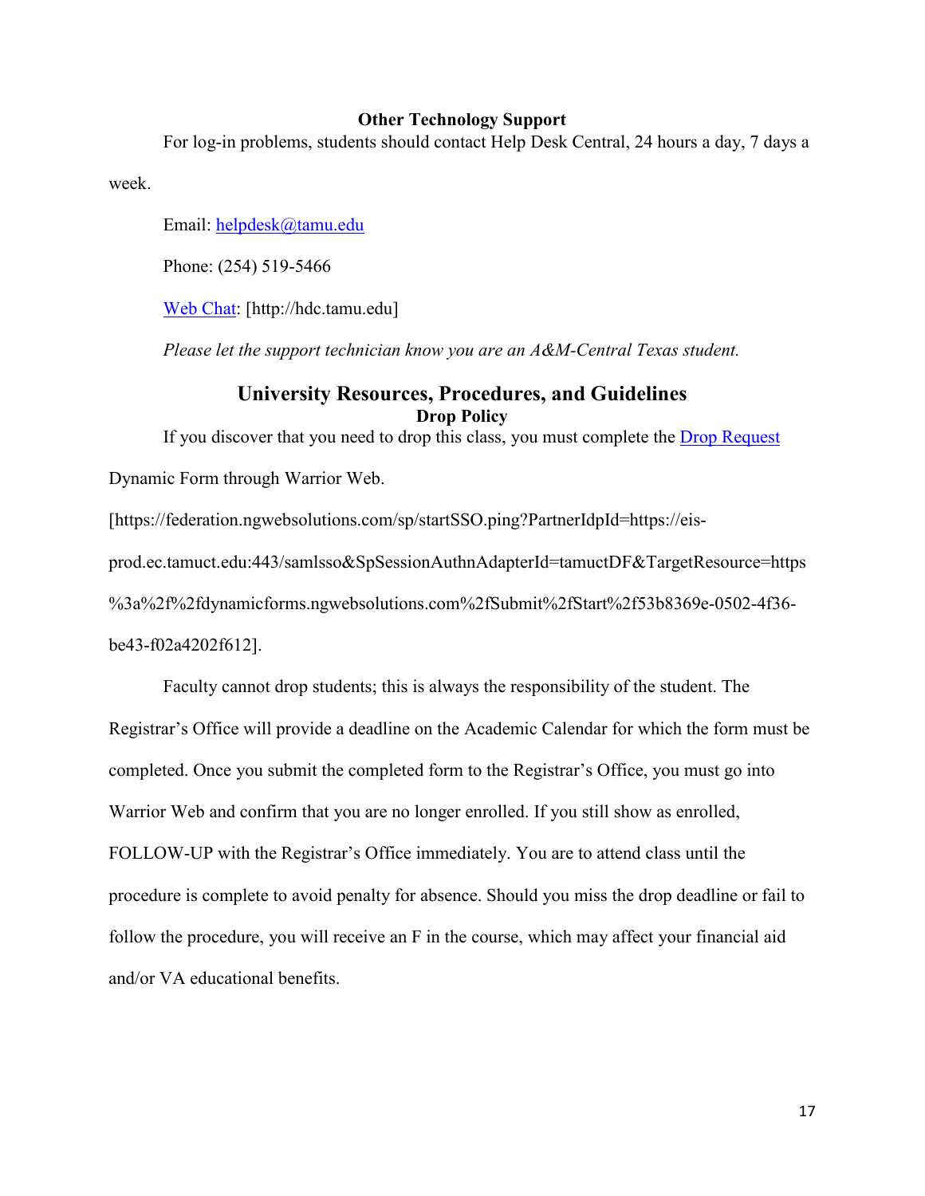### Other Technology Support

For log-in problems, students should contact Help Desk Central, 24 hours a day, 7 days a week.

Email: [helpdesk@tamu.edu](mailto:helpdesk@tamu.edu)

Phone: (254) 519-5466

[Web Chat](http://hdc.tamu.edu): [http://hdc.tamu.edu]

*Please let the support technician know you are an A&M-Central Texas student.*

## University Resources, Procedures, and Guidelines

### Drop Policy

If you discover that you need to drop this class, you must complete the [Drop Request](https://federation.ngwebsolutions.com/sp/startSSO.ping?PartnerIdpId=https://eis-prod.ec.tamuct.edu:443/samlsso&SpSessionAuthnAdapterId=tamuctDF&TargetResource=https%3a%2f%2fdynamicforms.ngwebsolutions.com%2fSubmit%2fStart%2f53b8369e-0502-4f36-be43-f02a4202f612) Dynamic Form through Warrior Web. [https://federation.ngwebsolutions.com/sp/startSSO.ping?PartnerIdpId=https://eis-prod.ec.tamuct.edu:443/samlsso&SpSessionAuthnAdapterId=tamuctDF&TargetResource=https%3a%2f%2fdynamicforms.ngwebsolutions.com%2fSubmit%2fStart%2f53b8369e-0502-4f36-be43-f02a4202f612].

Faculty cannot drop students; this is always the responsibility of the student. The Registrar's Office will provide a deadline on the Academic Calendar for which the form must be completed. Once you submit the completed form to the Registrar's Office, you must go into Warrior Web and confirm that you are no longer enrolled. If you still show as enrolled, FOLLOW-UP with the Registrar's Office immediately. You are to attend class until the procedure is complete to avoid penalty for absence. Should you miss the drop deadline or fail to follow the procedure, you will receive an F in the course, which may affect your financial aid and/or VA educational benefits.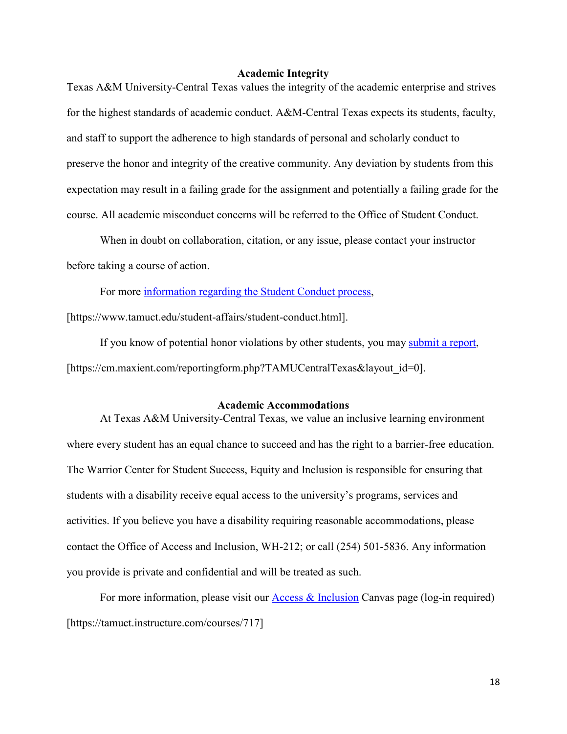## Academic Integrity

Texas A&M University-Central Texas values the integrity of the academic enterprise and strives for the highest standards of academic conduct. A&M-Central Texas expects its students, faculty, and staff to support the adherence to high standards of personal and scholarly conduct to preserve the honor and integrity of the creative community. Any deviation by students from this expectation may result in a failing grade for the assignment and potentially a failing grade for the course. All academic misconduct concerns will be referred to the Office of Student Conduct.

When in doubt on collaboration, citation, or any issue, please contact your instructor before taking a course of action.

For more information regarding the Student Conduct process, [https://www.tamuct.edu/student-affairs/student-conduct.html].

If you know of potential honor violations by other students, you may submit a report, [https://cm.maxient.com/reportingform.php?TAMUCentralTexas&layout_id=0].

## Academic Accommodations

At Texas A&M University-Central Texas, we value an inclusive learning environment where every student has an equal chance to succeed and has the right to a barrier-free education. The Warrior Center for Student Success, Equity and Inclusion is responsible for ensuring that students with a disability receive equal access to the university's programs, services and activities. If you believe you have a disability requiring reasonable accommodations, please contact the Office of Access and Inclusion, WH-212; or call (254) 501-5836. Any information you provide is private and confidential and will be treated as such.

For more information, please visit our Access & Inclusion Canvas page (log-in required) [https://tamuct.instructure.com/courses/717]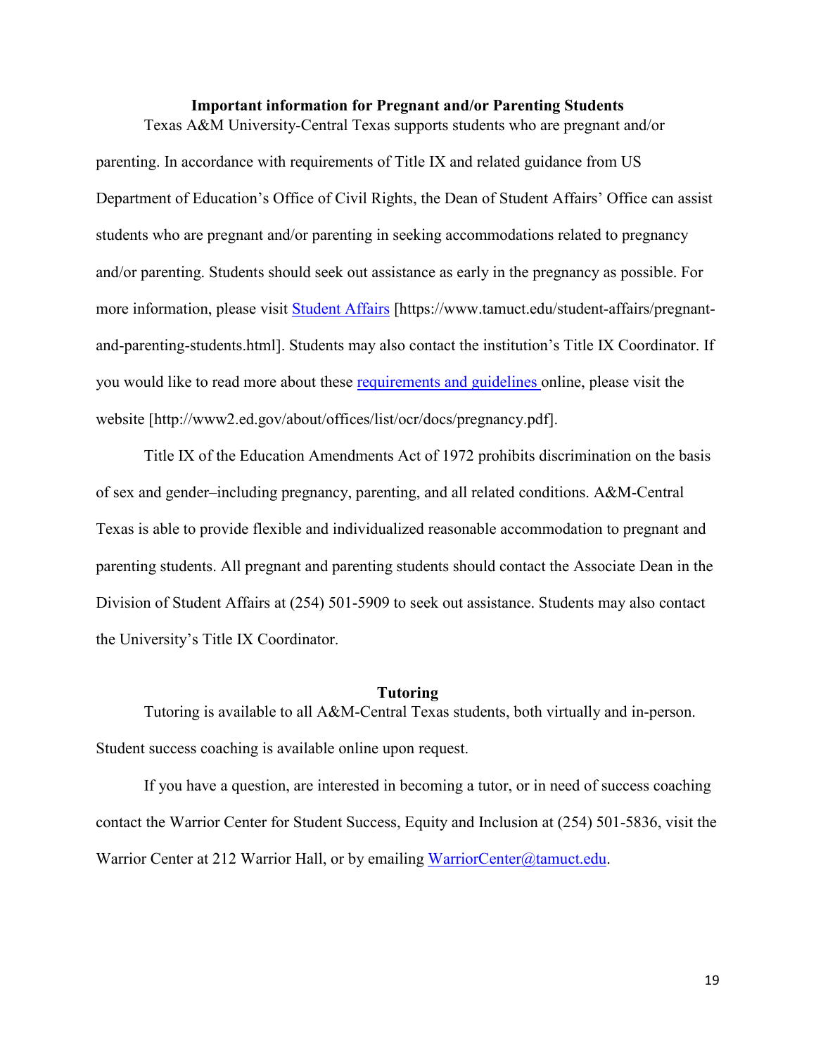**Important information for Pregnant and/or Parenting Students**

Texas A&M University-Central Texas supports students who are pregnant and/or parenting. In accordance with requirements of Title IX and related guidance from US Department of Education's Office of Civil Rights, the Dean of Student Affairs' Office can assist students who are pregnant and/or parenting in seeking accommodations related to pregnancy and/or parenting. Students should seek out assistance as early in the pregnancy as possible. For more information, please visit [Student Affairs](https://www.tamuct.edu/student-affairs/pregnant-and-parenting-students.html) [https://www.tamuct.edu/student-affairs/pregnant-and-parenting-students.html]. Students may also contact the institution's Title IX Coordinator. If you would like to read more about these [requirements and guidelines](http://www2.ed.gov/about/offices/list/ocr/docs/pregnancy.pdf) online, please visit the website [http://www2.ed.gov/about/offices/list/ocr/docs/pregnancy.pdf].

Title IX of the Education Amendments Act of 1972 prohibits discrimination on the basis of sex and gender–including pregnancy, parenting, and all related conditions. A&M-Central Texas is able to provide flexible and individualized reasonable accommodation to pregnant and parenting students. All pregnant and parenting students should contact the Associate Dean in the Division of Student Affairs at (254) 501-5909 to seek out assistance. Students may also contact the University's Title IX Coordinator.

**Tutoring**

Tutoring is available to all A&M-Central Texas students, both virtually and in-person. Student success coaching is available online upon request.

If you have a question, are interested in becoming a tutor, or in need of success coaching contact the Warrior Center for Student Success, Equity and Inclusion at (254) 501-5836, visit the Warrior Center at 212 Warrior Hall, or by emailing [WarriorCenter@tamuct.edu](mailto:WarriorCenter@tamuct.edu).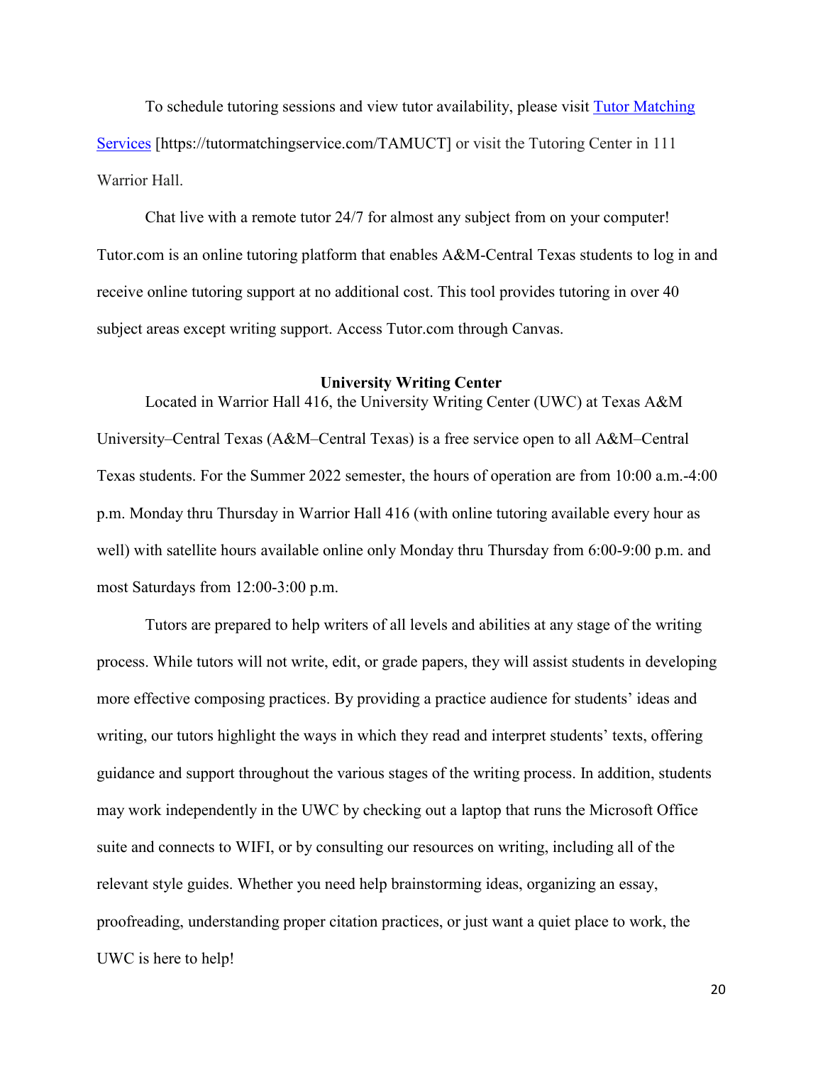To schedule tutoring sessions and view tutor availability, please visit [Tutor Matching Services](https://tutormatchingservice.com/TAMUCT) [https://tutormatchingservice.com/TAMUCT] or visit the Tutoring Center in 111 Warrior Hall.

Chat live with a remote tutor 24/7 for almost any subject from on your computer! Tutor.com is an online tutoring platform that enables A&M-Central Texas students to log in and receive online tutoring support at no additional cost. This tool provides tutoring in over 40 subject areas except writing support. Access Tutor.com through Canvas.

**University Writing Center**

Located in Warrior Hall 416, the University Writing Center (UWC) at Texas A&M University–Central Texas (A&M–Central Texas) is a free service open to all A&M–Central Texas students. For the Summer 2022 semester, the hours of operation are from 10:00 a.m.-4:00 p.m. Monday thru Thursday in Warrior Hall 416 (with online tutoring available every hour as well) with satellite hours available online only Monday thru Thursday from 6:00-9:00 p.m. and most Saturdays from 12:00-3:00 p.m.

Tutors are prepared to help writers of all levels and abilities at any stage of the writing process. While tutors will not write, edit, or grade papers, they will assist students in developing more effective composing practices. By providing a practice audience for students' ideas and writing, our tutors highlight the ways in which they read and interpret students' texts, offering guidance and support throughout the various stages of the writing process. In addition, students may work independently in the UWC by checking out a laptop that runs the Microsoft Office suite and connects to WIFI, or by consulting our resources on writing, including all of the relevant style guides. Whether you need help brainstorming ideas, organizing an essay, proofreading, understanding proper citation practices, or just want a quiet place to work, the UWC is here to help!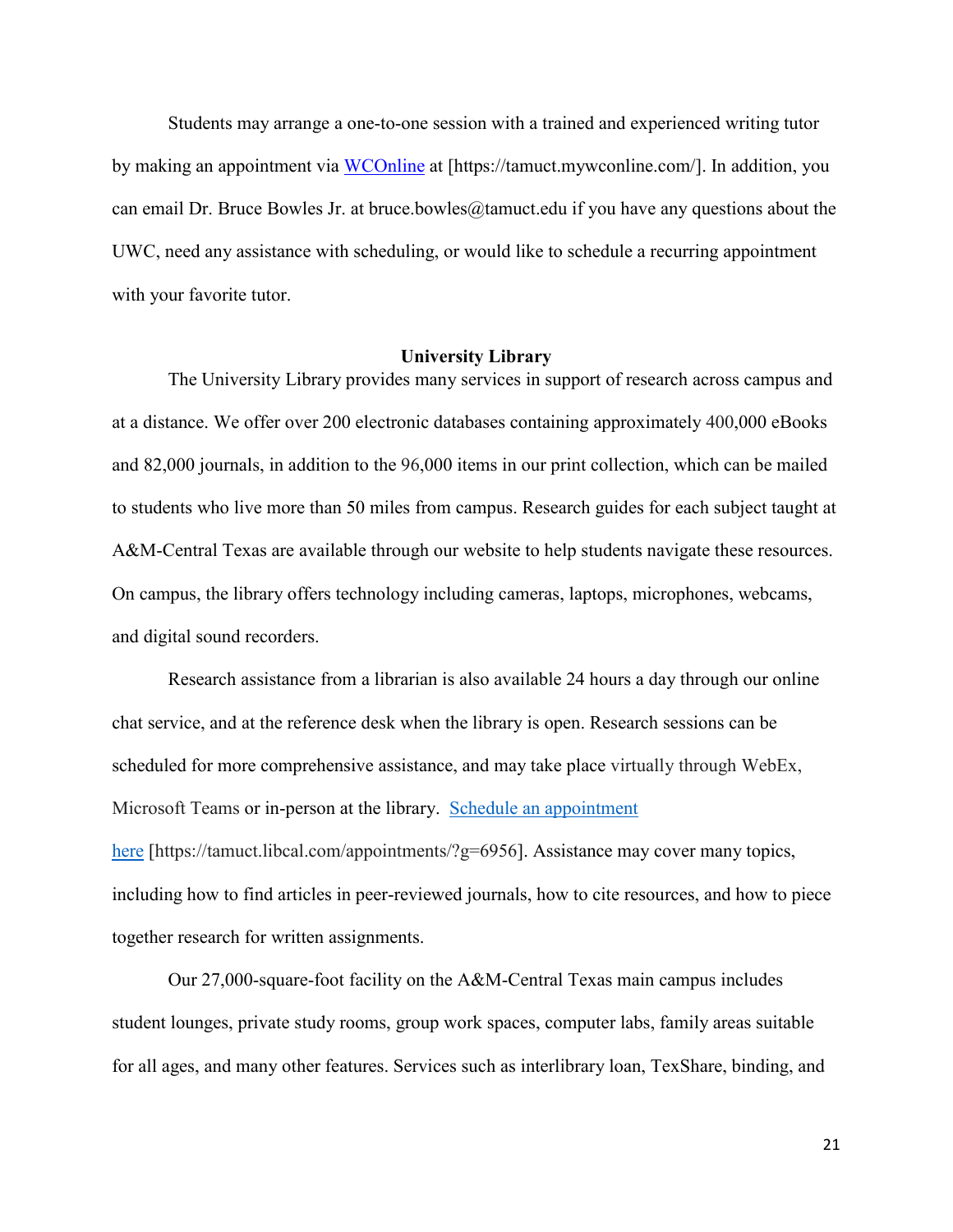Students may arrange a one-to-one session with a trained and experienced writing tutor by making an appointment via [WCOnline](https://tamuct.mywconline.com/) at [https://tamuct.mywconline.com/]. In addition, you can email Dr. Bruce Bowles Jr. at bruce.bowles@tamuct.edu if you have any questions about the UWC, need any assistance with scheduling, or would like to schedule a recurring appointment with your favorite tutor.

**University Library**

The University Library provides many services in support of research across campus and at a distance. We offer over 200 electronic databases containing approximately 400,000 eBooks and 82,000 journals, in addition to the 96,000 items in our print collection, which can be mailed to students who live more than 50 miles from campus. Research guides for each subject taught at A&M-Central Texas are available through our website to help students navigate these resources. On campus, the library offers technology including cameras, laptops, microphones, webcams, and digital sound recorders.

Research assistance from a librarian is also available 24 hours a day through our online chat service, and at the reference desk when the library is open. Research sessions can be scheduled for more comprehensive assistance, and may take place virtually through WebEx, Microsoft Teams or in-person at the library. [Schedule an appointment here](https://tamuct.libcal.com/appointments/?g=6956) [https://tamuct.libcal.com/appointments/?g=6956]. Assistance may cover many topics, including how to find articles in peer-reviewed journals, how to cite resources, and how to piece together research for written assignments.

Our 27,000-square-foot facility on the A&M-Central Texas main campus includes student lounges, private study rooms, group work spaces, computer labs, family areas suitable for all ages, and many other features. Services such as interlibrary loan, TexShare, binding, and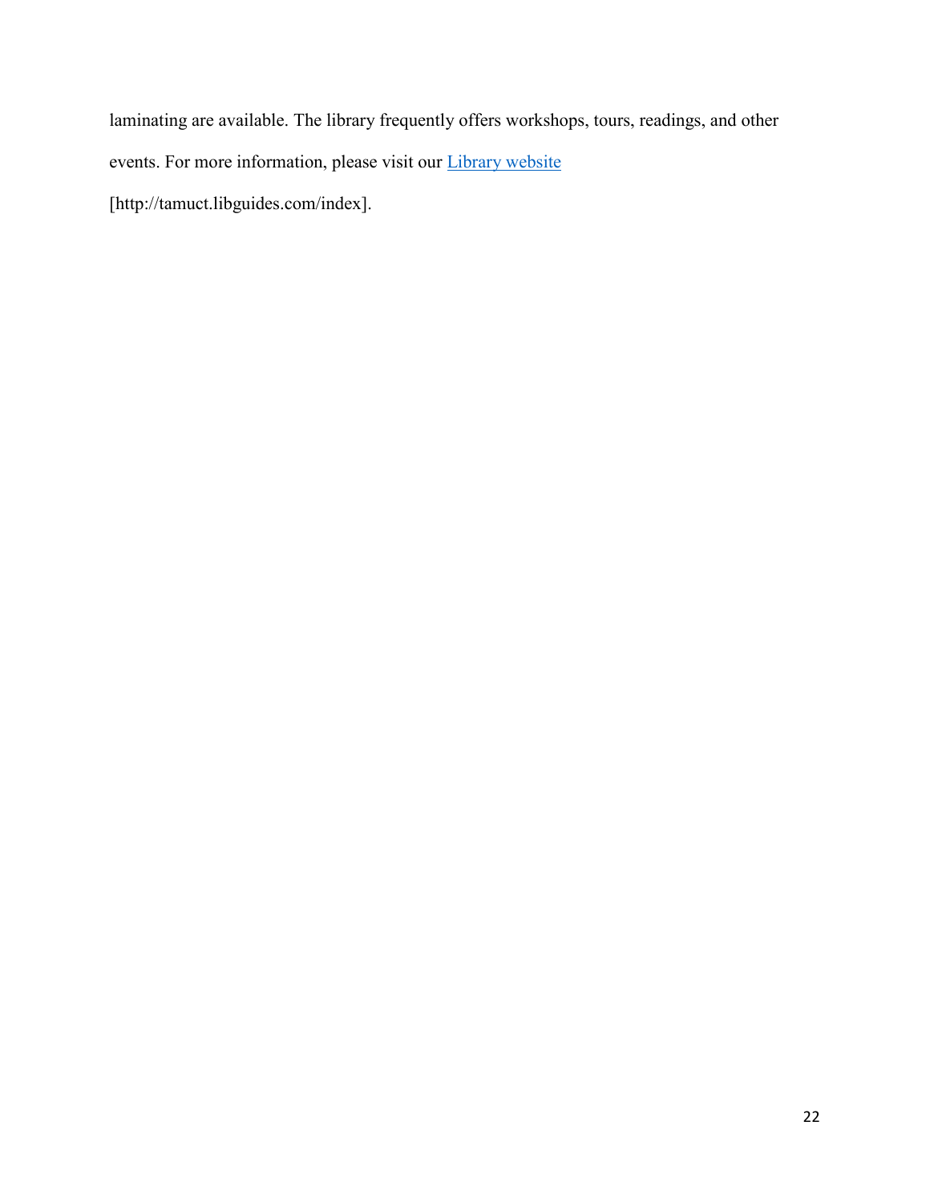laminating are available. The library frequently offers workshops, tours, readings, and other events. For more information, please visit our [Library website](http://tamuct.libguides.com/index) [http://tamuct.libguides.com/index].